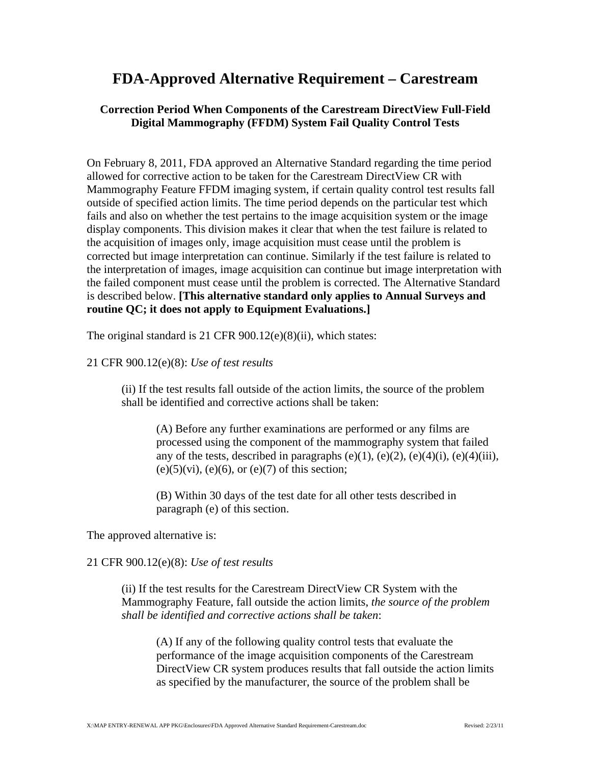# FDA-Approved Alternative Requirement – Carestream

### Correction Period When Components of the Carestream DirectView Full-Field Digital Mammography (FFDM) System Fail Quality Control Tests

On February 8, 2011, FDA approved an Alternative Standard regarding the time period allowed for corrective action to be taken for the Carestream DirectView CR with Mammography Feature FFDM imaging system, if certain quality control test results fall outside of specified action limits. The time period depends on the particular test which fails and also on whether the test pertains to the image acquisition system or the image display components. This division makes it clear that when the test failure is related to the acquisition of images only, image acquisition must cease until the problem is corrected but image interpretation can continue. Similarly if the test failure is related to the interpretation of images, image acquisition can continue but image interpretation with the failed component must cease until the problem is corrected. The Alternative Standard is described below. **[This alternative standard only applies to Annual Surveys and routine QC; it does not apply to Equipment Evaluations.]**

The original standard is 21 CFR 900.12(e)(8)(ii), which states:

21 CFR 900.12(e)(8): *Use of test results*

> (ii) If the test results fall outside of the action limits, the source of the problem shall be identified and corrective actions shall be taken:
>
> > (A) Before any further examinations are performed or any films are processed using the component of the mammography system that failed any of the tests, described in paragraphs (e)(1), (e)(2), (e)(4)(i), (e)(4)(iii), (e)(5)(vi), (e)(6), or (e)(7) of this section;
> >
> > (B) Within 30 days of the test date for all other tests described in paragraph (e) of this section.

The approved alternative is:

21 CFR 900.12(e)(8): *Use of test results*

> (ii) If the test results for the Carestream DirectView CR System with the Mammography Feature, fall outside the action limits, *the source of the problem shall be identified and corrective actions shall be taken*:
>
> > (A) If any of the following quality control tests that evaluate the performance of the image acquisition components of the Carestream DirectView CR system produces results that fall outside the action limits as specified by the manufacturer, the source of the problem shall be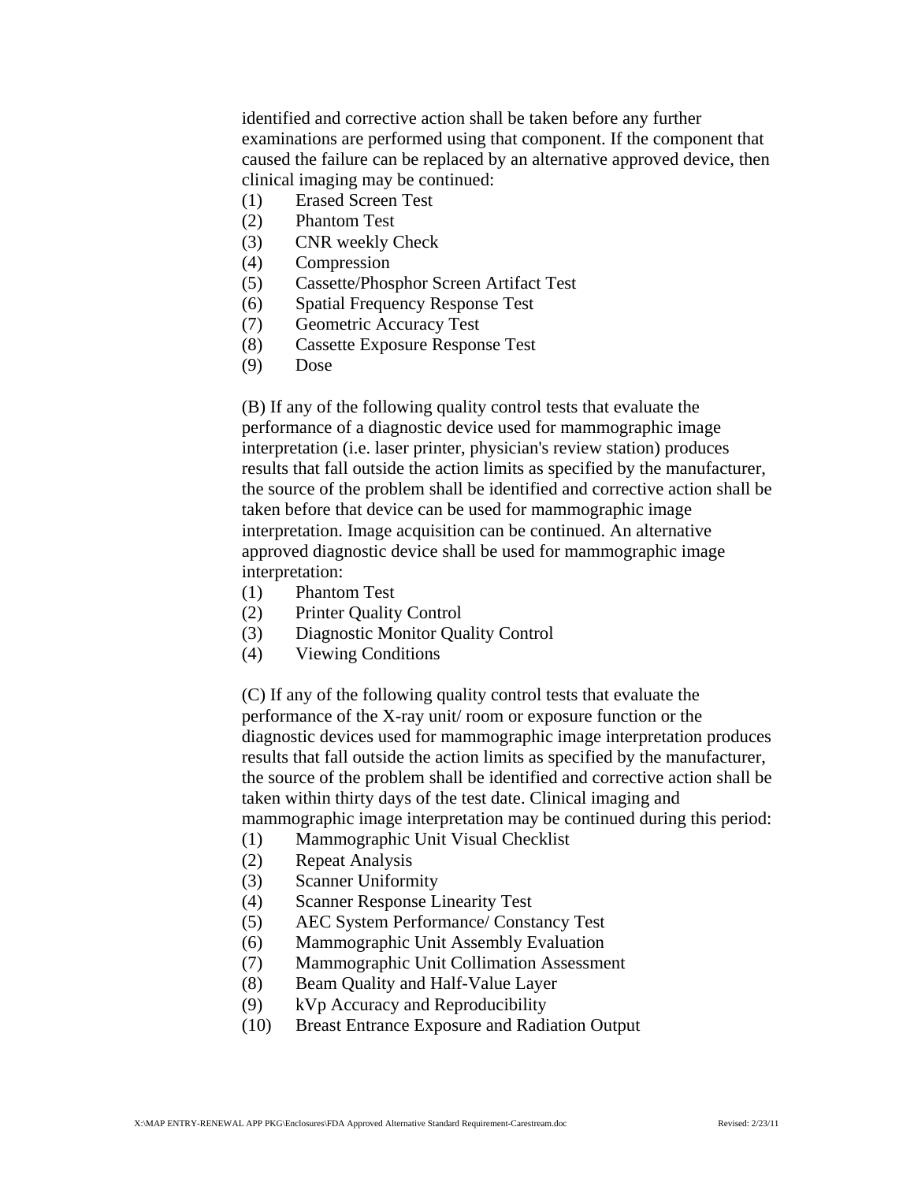identified and corrective action shall be taken before any further examinations are performed using that component. If the component that caused the failure can be replaced by an alternative approved device, then clinical imaging may be continued:

(1) Erased Screen Test
(2) Phantom Test
(3) CNR weekly Check
(4) Compression
(5) Cassette/Phosphor Screen Artifact Test
(6) Spatial Frequency Response Test
(7) Geometric Accuracy Test
(8) Cassette Exposure Response Test
(9) Dose

(B) If any of the following quality control tests that evaluate the performance of a diagnostic device used for mammographic image interpretation (i.e. laser printer, physician's review station) produces results that fall outside the action limits as specified by the manufacturer, the source of the problem shall be identified and corrective action shall be taken before that device can be used for mammographic image interpretation. Image acquisition can be continued. An alternative approved diagnostic device shall be used for mammographic image interpretation:

(1) Phantom Test
(2) Printer Quality Control
(3) Diagnostic Monitor Quality Control
(4) Viewing Conditions

(C) If any of the following quality control tests that evaluate the performance of the X-ray unit/ room or exposure function or the diagnostic devices used for mammographic image interpretation produces results that fall outside the action limits as specified by the manufacturer, the source of the problem shall be identified and corrective action shall be taken within thirty days of the test date. Clinical imaging and mammographic image interpretation may be continued during this period:

(1) Mammographic Unit Visual Checklist
(2) Repeat Analysis
(3) Scanner Uniformity
(4) Scanner Response Linearity Test
(5) AEC System Performance/ Constancy Test
(6) Mammographic Unit Assembly Evaluation
(7) Mammographic Unit Collimation Assessment
(8) Beam Quality and Half-Value Layer
(9) kVp Accuracy and Reproducibility
(10) Breast Entrance Exposure and Radiation Output